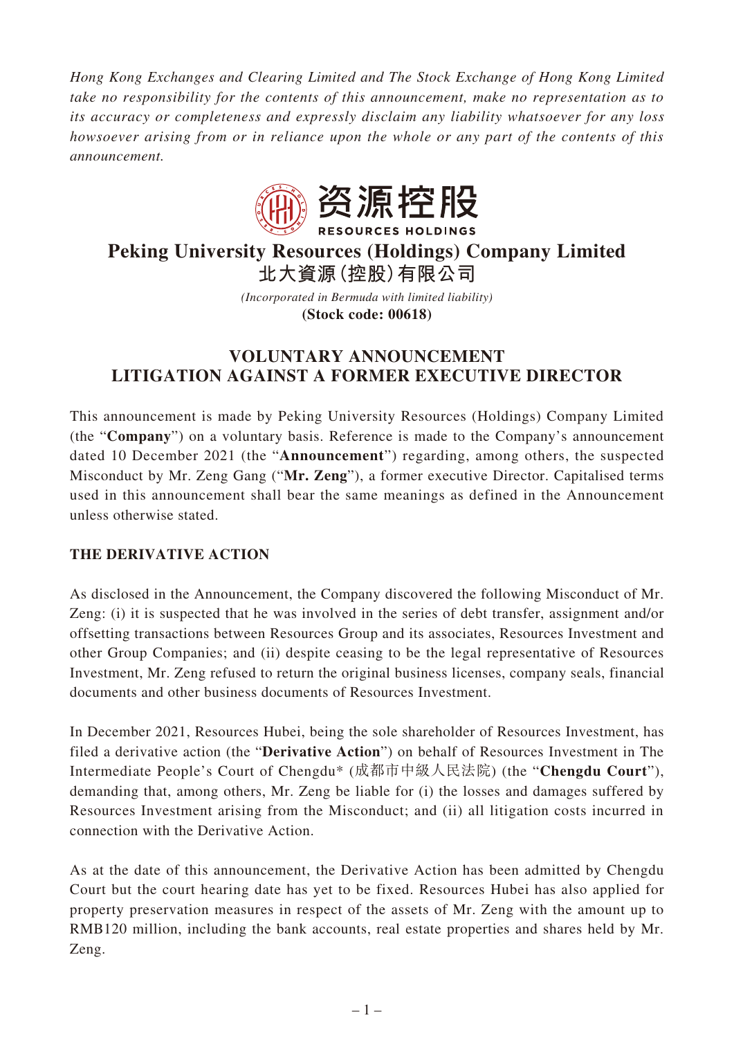*Hong Kong Exchanges and Clearing Limited and The Stock Exchange of Hong Kong Limited take no responsibility for the contents of this announcement, make no representation as to its accuracy or completeness and expressly disclaim any liability whatsoever for any loss howsoever arising from or in reliance upon the whole or any part of the contents of this announcement.*

资源控股
RESOURCES HOLDINGS

# Peking University Resources (Holdings) Company Limited
# 北大資源(控股)有限公司

*(Incorporated in Bermuda with limited liability)*
**(Stock code: 00618)**

## VOLUNTARY ANNOUNCEMENT
## LITIGATION AGAINST A FORMER EXECUTIVE DIRECTOR

This announcement is made by Peking University Resources (Holdings) Company Limited (the "**Company**") on a voluntary basis. Reference is made to the Company's announcement dated 10 December 2021 (the "**Announcement**") regarding, among others, the suspected Misconduct by Mr. Zeng Gang ("**Mr. Zeng**"), a former executive Director. Capitalised terms used in this announcement shall bear the same meanings as defined in the Announcement unless otherwise stated.

### THE DERIVATIVE ACTION

As disclosed in the Announcement, the Company discovered the following Misconduct of Mr. Zeng: (i) it is suspected that he was involved in the series of debt transfer, assignment and/or offsetting transactions between Resources Group and its associates, Resources Investment and other Group Companies; and (ii) despite ceasing to be the legal representative of Resources Investment, Mr. Zeng refused to return the original business licenses, company seals, financial documents and other business documents of Resources Investment.

In December 2021, Resources Hubei, being the sole shareholder of Resources Investment, has filed a derivative action (the "**Derivative Action**") on behalf of Resources Investment in The Intermediate People's Court of Chengdu* (成都市中級人民法院) (the "**Chengdu Court**"), demanding that, among others, Mr. Zeng be liable for (i) the losses and damages suffered by Resources Investment arising from the Misconduct; and (ii) all litigation costs incurred in connection with the Derivative Action.

As at the date of this announcement, the Derivative Action has been admitted by Chengdu Court but the court hearing date has yet to be fixed. Resources Hubei has also applied for property preservation measures in respect of the assets of Mr. Zeng with the amount up to RMB120 million, including the bank accounts, real estate properties and shares held by Mr. Zeng.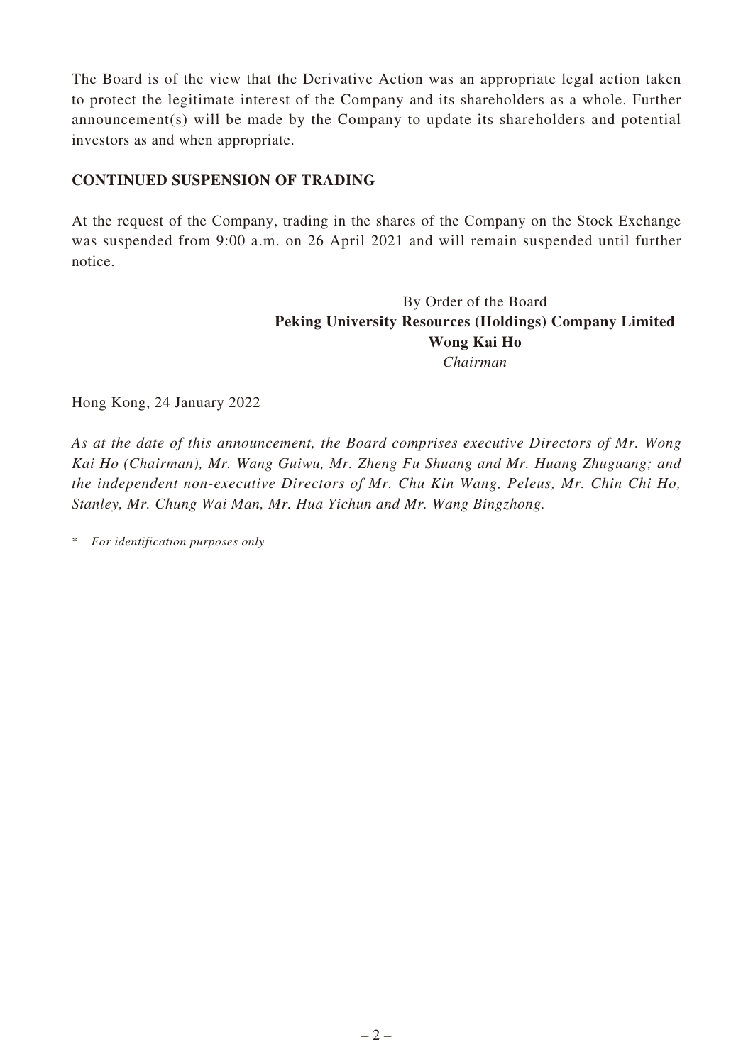The Board is of the view that the Derivative Action was an appropriate legal action taken to protect the legitimate interest of the Company and its shareholders as a whole. Further announcement(s) will be made by the Company to update its shareholders and potential investors as and when appropriate.

## CONTINUED SUSPENSION OF TRADING

At the request of the Company, trading in the shares of the Company on the Stock Exchange was suspended from 9:00 a.m. on 26 April 2021 and will remain suspended until further notice.

By Order of the Board
**Peking University Resources (Holdings) Company Limited**
**Wong Kai Ho**
*Chairman*

Hong Kong, 24 January 2022

*As at the date of this announcement, the Board comprises executive Directors of Mr. Wong Kai Ho (Chairman), Mr. Wang Guiwu, Mr. Zheng Fu Shuang and Mr. Huang Zhuguang; and the independent non-executive Directors of Mr. Chu Kin Wang, Peleus, Mr. Chin Chi Ho, Stanley, Mr. Chung Wai Man, Mr. Hua Yichun and Mr. Wang Bingzhong.*

\* *For identification purposes only*